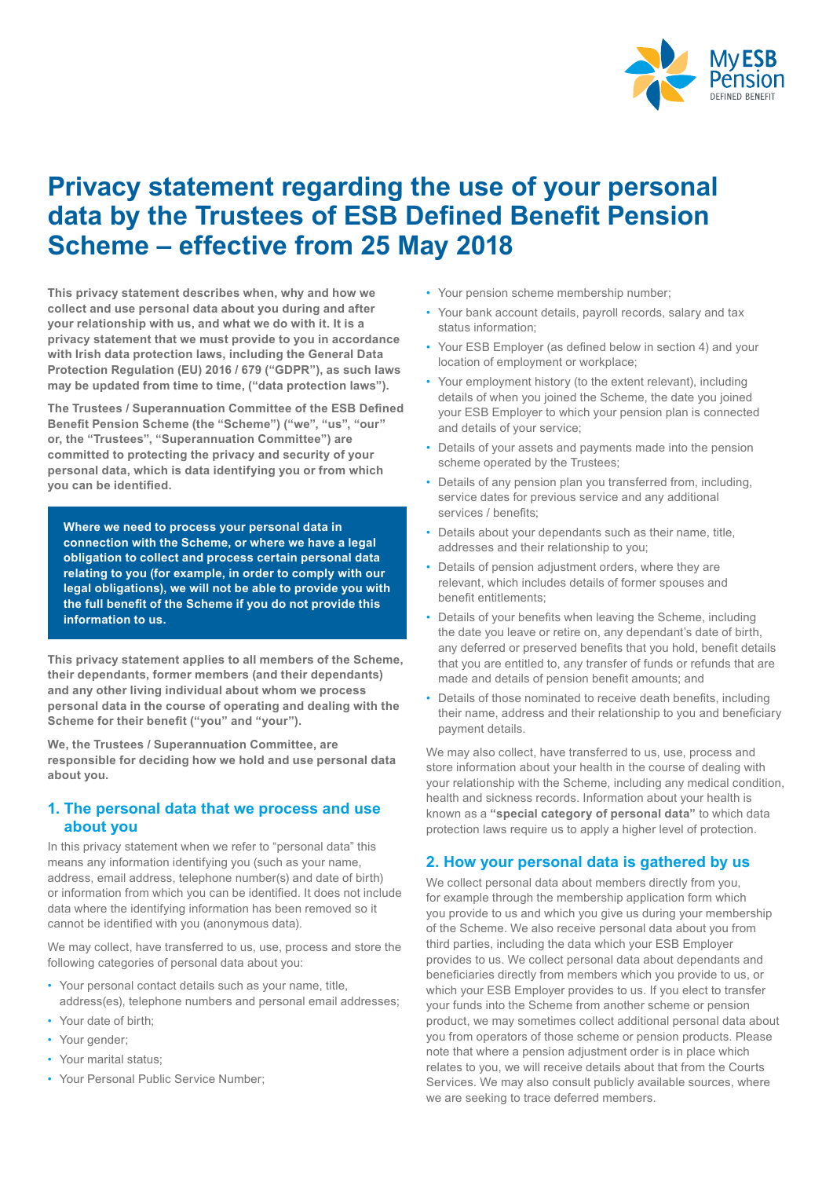# Privacy statement regarding the use of your personal data by the Trustees of ESB Defined Benefit Pension Scheme – effective from 25 May 2018

**This privacy statement describes when, why and how we collect and use personal data about you during and after your relationship with us, and what we do with it. It is a privacy statement that we must provide to you in accordance with Irish data protection laws, including the General Data Protection Regulation (EU) 2016 / 679 ("GDPR"), as such laws may be updated from time to time, ("data protection laws").**

**The Trustees / Superannuation Committee of the ESB Defined Benefit Pension Scheme (the "Scheme") ("we", "us", "our" or, the "Trustees", "Superannuation Committee") are committed to protecting the privacy and security of your personal data, which is data identifying you or from which you can be identified.**

**Where we need to process your personal data in connection with the Scheme, or where we have a legal obligation to collect and process certain personal data relating to you (for example, in order to comply with our legal obligations), we will not be able to provide you with the full benefit of the Scheme if you do not provide this information to us.**

**This privacy statement applies to all members of the Scheme, their dependants, former members (and their dependants) and any other living individual about whom we process personal data in the course of operating and dealing with the Scheme for their benefit ("you" and "your").**

**We, the Trustees / Superannuation Committee, are responsible for deciding how we hold and use personal data about you.**

## 1. The personal data that we process and use about you

In this privacy statement when we refer to "personal data" this means any information identifying you (such as your name, address, email address, telephone number(s) and date of birth) or information from which you can be identified. It does not include data where the identifying information has been removed so it cannot be identified with you (anonymous data).

We may collect, have transferred to us, use, process and store the following categories of personal data about you:

- Your personal contact details such as your name, title, address(es), telephone numbers and personal email addresses;
- Your date of birth;
- Your gender;
- Your marital status;
- Your Personal Public Service Number;
- Your pension scheme membership number;
- Your bank account details, payroll records, salary and tax status information;
- Your ESB Employer (as defined below in section 4) and your location of employment or workplace;
- Your employment history (to the extent relevant), including details of when you joined the Scheme, the date you joined your ESB Employer to which your pension plan is connected and details of your service;
- Details of your assets and payments made into the pension scheme operated by the Trustees;
- Details of any pension plan you transferred from, including, service dates for previous service and any additional services / benefits;
- Details about your dependants such as their name, title, addresses and their relationship to you;
- Details of pension adjustment orders, where they are relevant, which includes details of former spouses and benefit entitlements;
- Details of your benefits when leaving the Scheme, including the date you leave or retire on, any dependant's date of birth, any deferred or preserved benefits that you hold, benefit details that you are entitled to, any transfer of funds or refunds that are made and details of pension benefit amounts; and
- Details of those nominated to receive death benefits, including their name, address and their relationship to you and beneficiary payment details.

We may also collect, have transferred to us, use, process and store information about your health in the course of dealing with your relationship with the Scheme, including any medical condition, health and sickness records. Information about your health is known as a **"special category of personal data"** to which data protection laws require us to apply a higher level of protection.

## 2. How your personal data is gathered by us

We collect personal data about members directly from you, for example through the membership application form which you provide to us and which you give us during your membership of the Scheme. We also receive personal data about you from third parties, including the data which your ESB Employer provides to us. We collect personal data about dependants and beneficiaries directly from members which you provide to us, or which your ESB Employer provides to us. If you elect to transfer your funds into the Scheme from another scheme or pension product, we may sometimes collect additional personal data about you from operators of those scheme or pension products. Please note that where a pension adjustment order is in place which relates to you, we will receive details about that from the Courts Services. We may also consult publicly available sources, where we are seeking to trace deferred members.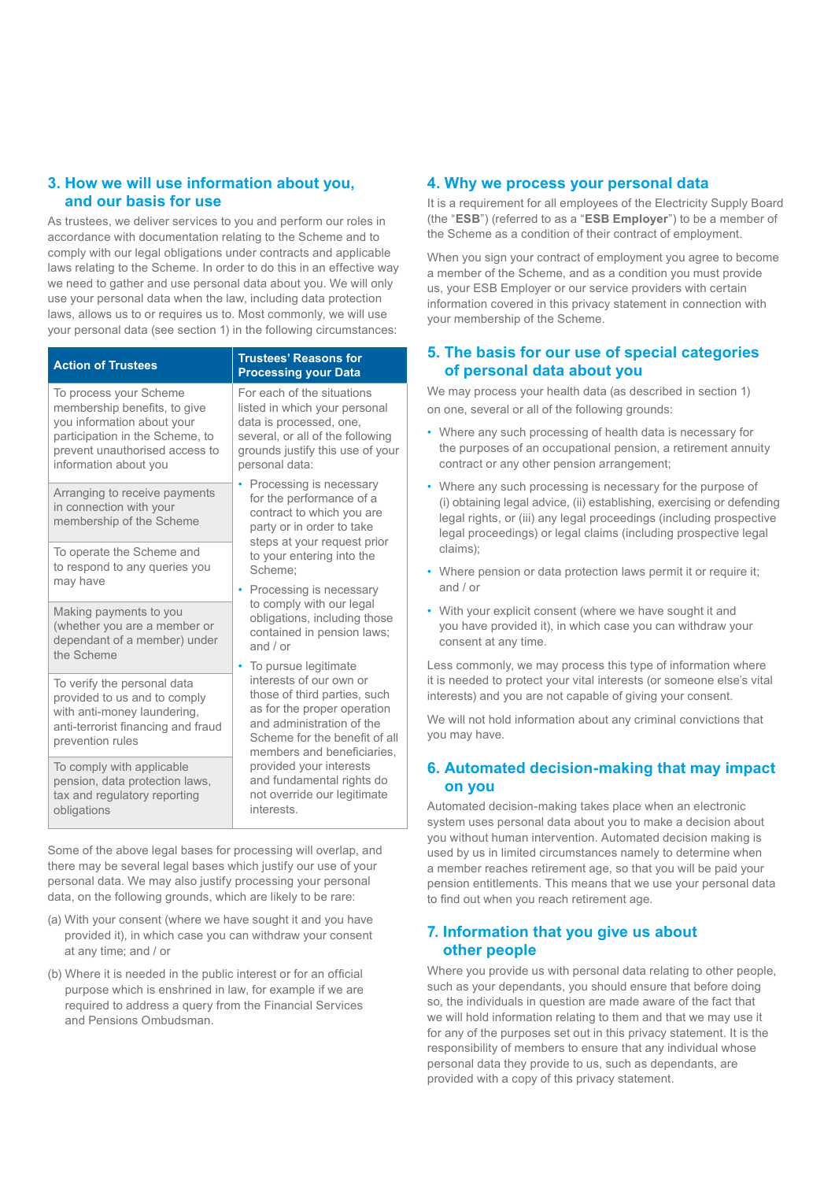## 3. How we will use information about you, and our basis for use

As trustees, we deliver services to you and perform our roles in accordance with documentation relating to the Scheme and to comply with our legal obligations under contracts and applicable laws relating to the Scheme. In order to do this in an effective way we need to gather and use personal data about you. We will only use your personal data when the law, including data protection laws, allows us to or requires us to. Most commonly, we will use your personal data (see section 1) in the following circumstances:

| Action of Trustees | Trustees' Reasons for Processing your Data |
|---|---|
| To process your Scheme membership benefits, to give you information about your participation in the Scheme, to prevent unauthorised access to information about you | For each of the situations listed in which your personal data is processed, one, several, or all of the following grounds justify this use of your personal data: • Processing is necessary for the performance of a contract to which you are party or in order to take steps at your request prior to your entering into the Scheme; • Processing is necessary to comply with our legal obligations, including those contained in pension laws; and / or • To pursue legitimate interests of our own or those of third parties, such as for the proper operation and administration of the Scheme for the benefit of all members and beneficiaries, provided your interests and fundamental rights do not override our legitimate interests. |
| Arranging to receive payments in connection with your membership of the Scheme | |
| To operate the Scheme and to respond to any queries you may have | |
| Making payments to you (whether you are a member or dependant of a member) under the Scheme | |
| To verify the personal data provided to us and to comply with anti-money laundering, anti-terrorist financing and fraud prevention rules | |
| To comply with applicable pension, data protection laws, tax and regulatory reporting obligations | |

Some of the above legal bases for processing will overlap, and there may be several legal bases which justify our use of your personal data. We may also justify processing your personal data, on the following grounds, which are likely to be rare:

(a) With your consent (where we have sought it and you have provided it), in which case you can withdraw your consent at any time; and / or

(b) Where it is needed in the public interest or for an official purpose which is enshrined in law, for example if we are required to address a query from the Financial Services and Pensions Ombudsman.

## 4. Why we process your personal data

It is a requirement for all employees of the Electricity Supply Board (the "**ESB**") (referred to as a "**ESB Employer**") to be a member of the Scheme as a condition of their contract of employment.

When you sign your contract of employment you agree to become a member of the Scheme, and as a condition you must provide us, your ESB Employer or our service providers with certain information covered in this privacy statement in connection with your membership of the Scheme.

## 5. The basis for our use of special categories of personal data about you

We may process your health data (as described in section 1) on one, several or all of the following grounds:

- Where any such processing of health data is necessary for the purposes of an occupational pension, a retirement annuity contract or any other pension arrangement;
- Where any such processing is necessary for the purpose of (i) obtaining legal advice, (ii) establishing, exercising or defending legal rights, or (iii) any legal proceedings (including prospective legal proceedings) or legal claims (including prospective legal claims);
- Where pension or data protection laws permit it or require it; and / or
- With your explicit consent (where we have sought it and you have provided it), in which case you can withdraw your consent at any time.

Less commonly, we may process this type of information where it is needed to protect your vital interests (or someone else's vital interests) and you are not capable of giving your consent.

We will not hold information about any criminal convictions that you may have.

## 6. Automated decision-making that may impact on you

Automated decision-making takes place when an electronic system uses personal data about you to make a decision about you without human intervention. Automated decision making is used by us in limited circumstances namely to determine when a member reaches retirement age, so that you will be paid your pension entitlements. This means that we use your personal data to find out when you reach retirement age.

## 7. Information that you give us about other people

Where you provide us with personal data relating to other people, such as your dependants, you should ensure that before doing so, the individuals in question are made aware of the fact that we will hold information relating to them and that we may use it for any of the purposes set out in this privacy statement. It is the responsibility of members to ensure that any individual whose personal data they provide to us, such as dependants, are provided with a copy of this privacy statement.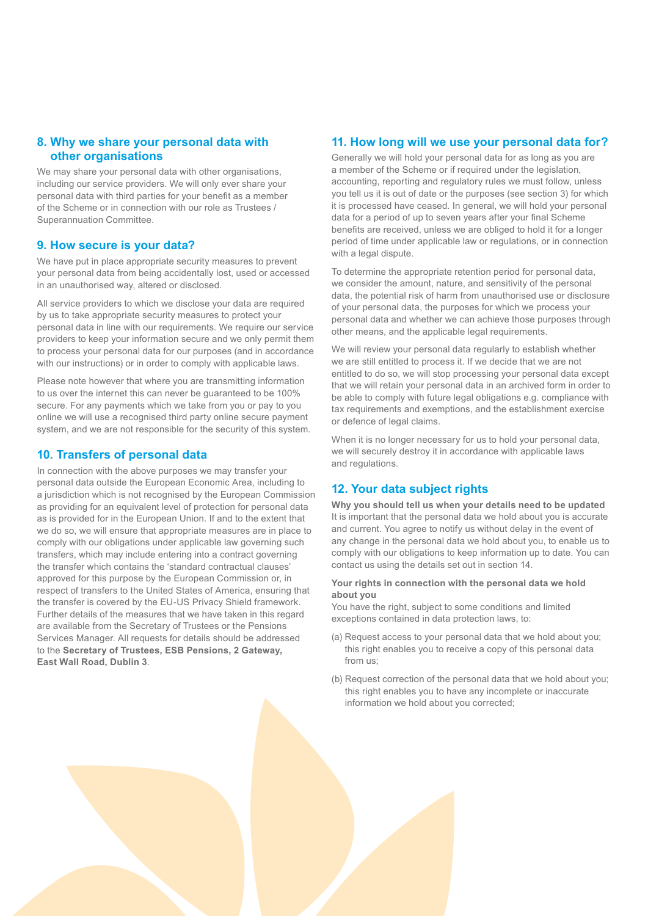## 8. Why we share your personal data with other organisations

We may share your personal data with other organisations, including our service providers. We will only ever share your personal data with third parties for your benefit as a member of the Scheme or in connection with our role as Trustees / Superannuation Committee.

## 9. How secure is your data?

We have put in place appropriate security measures to prevent your personal data from being accidentally lost, used or accessed in an unauthorised way, altered or disclosed.

All service providers to which we disclose your data are required by us to take appropriate security measures to protect your personal data in line with our requirements. We require our service providers to keep your information secure and we only permit them to process your personal data for our purposes (and in accordance with our instructions) or in order to comply with applicable laws.

Please note however that where you are transmitting information to us over the internet this can never be guaranteed to be 100% secure. For any payments which we take from you or pay to you online we will use a recognised third party online secure payment system, and we are not responsible for the security of this system.

## 10. Transfers of personal data

In connection with the above purposes we may transfer your personal data outside the European Economic Area, including to a jurisdiction which is not recognised by the European Commission as providing for an equivalent level of protection for personal data as is provided for in the European Union. If and to the extent that we do so, we will ensure that appropriate measures are in place to comply with our obligations under applicable law governing such transfers, which may include entering into a contract governing the transfer which contains the 'standard contractual clauses' approved for this purpose by the European Commission or, in respect of transfers to the United States of America, ensuring that the transfer is covered by the EU-US Privacy Shield framework. Further details of the measures that we have taken in this regard are available from the Secretary of Trustees or the Pensions Services Manager. All requests for details should be addressed to the **Secretary of Trustees, ESB Pensions, 2 Gateway, East Wall Road, Dublin 3**.

## 11. How long will we use your personal data for?

Generally we will hold your personal data for as long as you are a member of the Scheme or if required under the legislation, accounting, reporting and regulatory rules we must follow, unless you tell us it is out of date or the purposes (see section 3) for which it is processed have ceased. In general, we will hold your personal data for a period of up to seven years after your final Scheme benefits are received, unless we are obliged to hold it for a longer period of time under applicable law or regulations, or in connection with a legal dispute.

To determine the appropriate retention period for personal data, we consider the amount, nature, and sensitivity of the personal data, the potential risk of harm from unauthorised use or disclosure of your personal data, the purposes for which we process your personal data and whether we can achieve those purposes through other means, and the applicable legal requirements.

We will review your personal data regularly to establish whether we are still entitled to process it. If we decide that we are not entitled to do so, we will stop processing your personal data except that we will retain your personal data in an archived form in order to be able to comply with future legal obligations e.g. compliance with tax requirements and exemptions, and the establishment exercise or defence of legal claims.

When it is no longer necessary for us to hold your personal data, we will securely destroy it in accordance with applicable laws and regulations.

## 12. Your data subject rights

**Why you should tell us when your details need to be updated**

It is important that the personal data we hold about you is accurate and current. You agree to notify us without delay in the event of any change in the personal data we hold about you, to enable us to comply with our obligations to keep information up to date. You can contact us using the details set out in section 14.

**Your rights in connection with the personal data we hold about you**

You have the right, subject to some conditions and limited exceptions contained in data protection laws, to:

(a) Request access to your personal data that we hold about you; this right enables you to receive a copy of this personal data from us;

(b) Request correction of the personal data that we hold about you; this right enables you to have any incomplete or inaccurate information we hold about you corrected;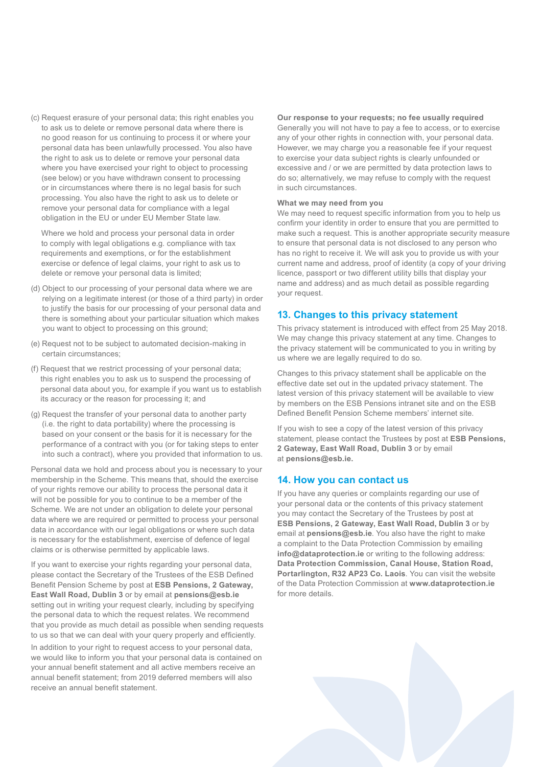(c) Request erasure of your personal data; this right enables you to ask us to delete or remove personal data where there is no good reason for us continuing to process it or where your personal data has been unlawfully processed. You also have the right to ask us to delete or remove your personal data where you have exercised your right to object to processing (see below) or you have withdrawn consent to processing or in circumstances where there is no legal basis for such processing. You also have the right to ask us to delete or remove your personal data for compliance with a legal obligation in the EU or under EU Member State law.

Where we hold and process your personal data in order to comply with legal obligations e.g. compliance with tax requirements and exemptions, or for the establishment exercise or defence of legal claims, your right to ask us to delete or remove your personal data is limited;

(d) Object to our processing of your personal data where we are relying on a legitimate interest (or those of a third party) in order to justify the basis for our processing of your personal data and there is something about your particular situation which makes you want to object to processing on this ground;

(e) Request not to be subject to automated decision-making in certain circumstances;

(f) Request that we restrict processing of your personal data; this right enables you to ask us to suspend the processing of personal data about you, for example if you want us to establish its accuracy or the reason for processing it; and

(g) Request the transfer of your personal data to another party (i.e. the right to data portability) where the processing is based on your consent or the basis for it is necessary for the performance of a contract with you (or for taking steps to enter into such a contract), where you provided that information to us.

Personal data we hold and process about you is necessary to your membership in the Scheme. This means that, should the exercise of your rights remove our ability to process the personal data it will not be possible for you to continue to be a member of the Scheme. We are not under an obligation to delete your personal data where we are required or permitted to process your personal data in accordance with our legal obligations or where such data is necessary for the establishment, exercise of defence of legal claims or is otherwise permitted by applicable laws.

If you want to exercise your rights regarding your personal data, please contact the Secretary of the Trustees of the ESB Defined Benefit Pension Scheme by post at **ESB Pensions, 2 Gateway, East Wall Road, Dublin 3** or by email at **pensions@esb.ie** setting out in writing your request clearly, including by specifying the personal data to which the request relates. We recommend that you provide as much detail as possible when sending requests to us so that we can deal with your query properly and efficiently.

In addition to your right to request access to your personal data, we would like to inform you that your personal data is contained on your annual benefit statement and all active members receive an annual benefit statement; from 2019 deferred members will also receive an annual benefit statement.

**Our response to your requests; no fee usually required**

Generally you will not have to pay a fee to access, or to exercise any of your other rights in connection with, your personal data. However, we may charge you a reasonable fee if your request to exercise your data subject rights is clearly unfounded or excessive and / or we are permitted by data protection laws to do so; alternatively, we may refuse to comply with the request in such circumstances.

**What we may need from you**

We may need to request specific information from you to help us confirm your identity in order to ensure that you are permitted to make such a request. This is another appropriate security measure to ensure that personal data is not disclosed to any person who has no right to receive it. We will ask you to provide us with your current name and address, proof of identity (a copy of your driving licence, passport or two different utility bills that display your name and address) and as much detail as possible regarding your request.

## 13. Changes to this privacy statement

This privacy statement is introduced with effect from 25 May 2018. We may change this privacy statement at any time. Changes to the privacy statement will be communicated to you in writing by us where we are legally required to do so.

Changes to this privacy statement shall be applicable on the effective date set out in the updated privacy statement. The latest version of this privacy statement will be available to view by members on the ESB Pensions intranet site and on the ESB Defined Benefit Pension Scheme members' internet site.

If you wish to see a copy of the latest version of this privacy statement, please contact the Trustees by post at **ESB Pensions, 2 Gateway, East Wall Road, Dublin 3** or by email at **pensions@esb.ie.**

## 14. How you can contact us

If you have any queries or complaints regarding our use of your personal data or the contents of this privacy statement you may contact the Secretary of the Trustees by post at **ESB Pensions, 2 Gateway, East Wall Road, Dublin 3** or by email at **pensions@esb.ie**. You also have the right to make a complaint to the Data Protection Commission by emailing **info@dataprotection.ie** or writing to the following address: **Data Protection Commission, Canal House, Station Road, Portarlington, R32 AP23 Co. Laois**. You can visit the website of the Data Protection Commission at **www.dataprotection.ie** for more details.